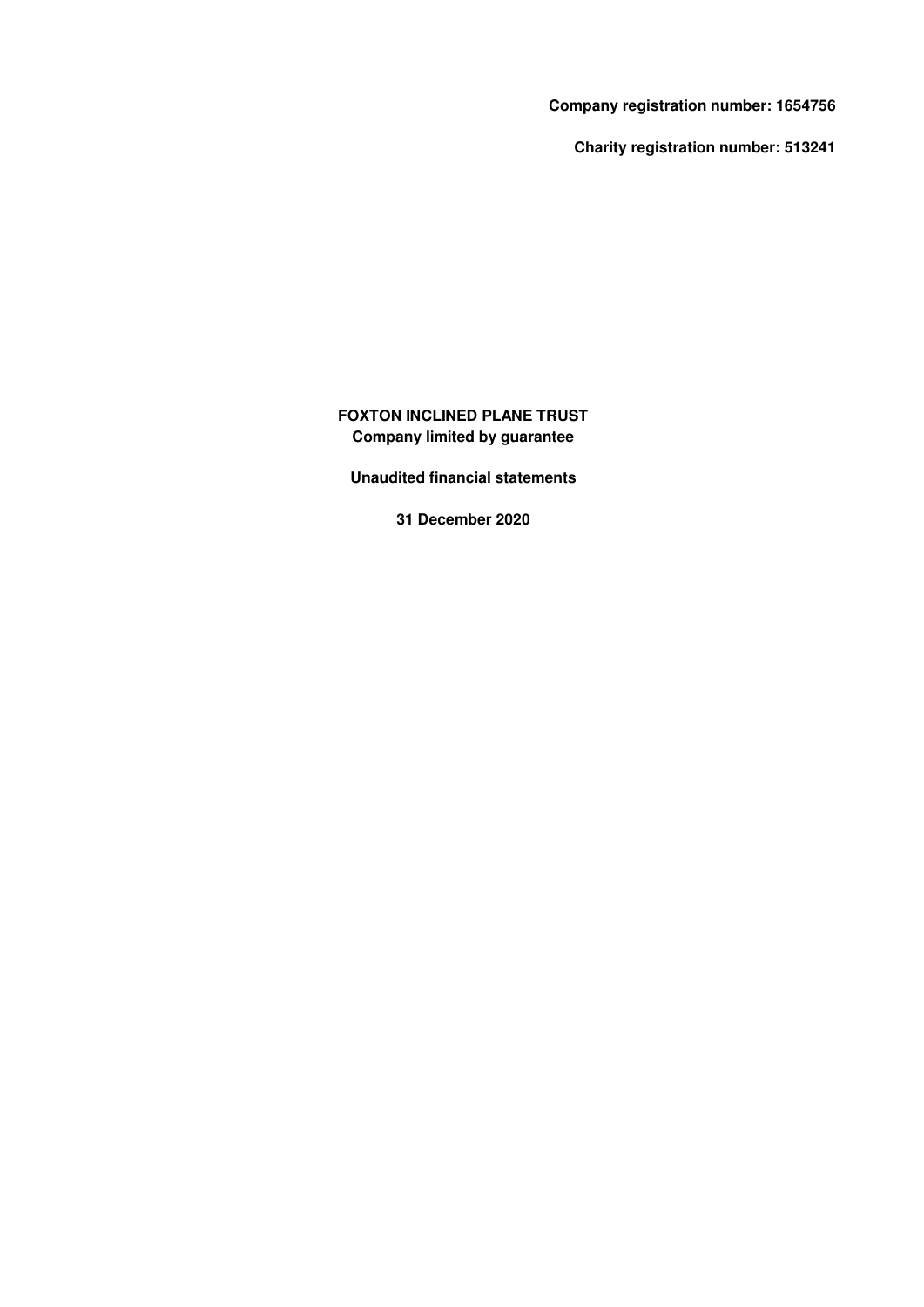**Company registration number: 1654756**

**Charity registration number: 513241**

# FOXTON INCLINED PLANE TRUST

**Company limited by guarantee**

**Unaudited financial statements**

**31 December 2020**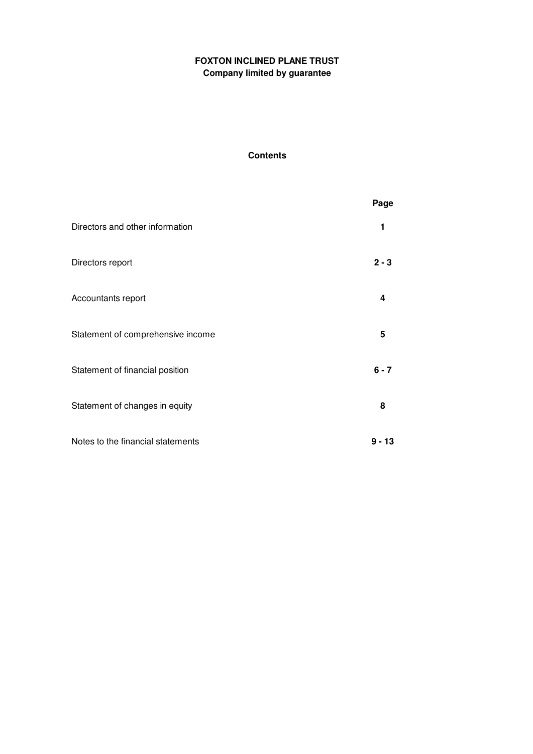**FOXTON INCLINED PLANE TRUST**
**Company limited by guarantee**

## Contents

| | Page |
|---|---|
| Directors and other information | **1** |
| Directors report | **2 - 3** |
| Accountants report | **4** |
| Statement of comprehensive income | **5** |
| Statement of financial position | **6 - 7** |
| Statement of changes in equity | **8** |
| Notes to the financial statements | **9 - 13** |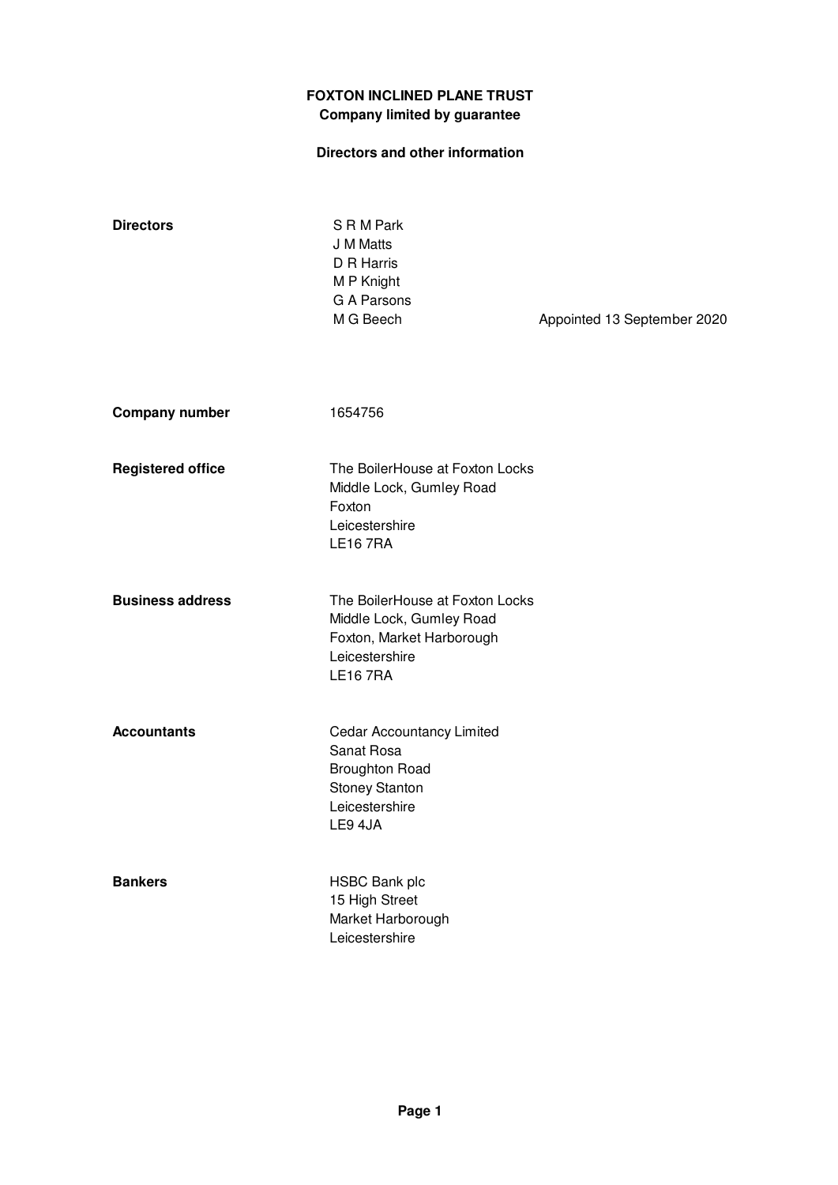# FOXTON INCLINED PLANE TRUST

**Company limited by guarantee**

## Directors and other information

| | | |
|---|---|---|
| **Directors** | S R M Park | |
| | J M Matts | |
| | D R Harris | |
| | M P Knight | |
| | G A Parsons | |
| | M G Beech | Appointed 13 September 2020 |

**Company number**
1654756

**Registered office**
The BoilerHouse at Foxton Locks
Middle Lock, Gumley Road
Foxton
Leicestershire
LE16 7RA

**Business address**
The BoilerHouse at Foxton Locks
Middle Lock, Gumley Road
Foxton, Market Harborough
Leicestershire
LE16 7RA

**Accountants**
Cedar Accountancy Limited
Sanat Rosa
Broughton Road
Stoney Stanton
Leicestershire
LE9 4JA

**Bankers**
HSBC Bank plc
15 High Street
Market Harborough
Leicestershire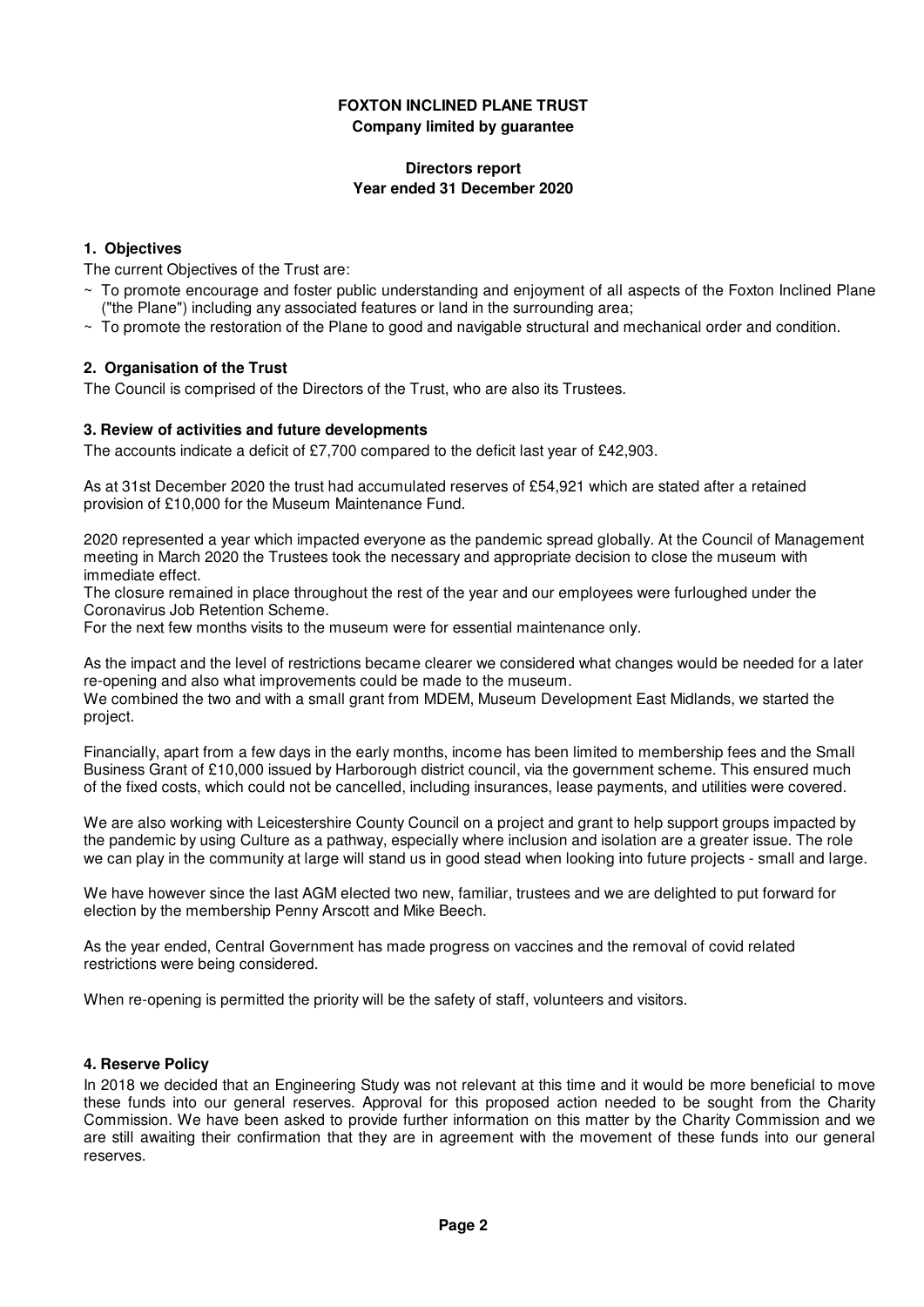**FOXTON INCLINED PLANE TRUST**
**Company limited by guarantee**

**Directors report**
**Year ended 31 December 2020**

### 1. Objectives

The current Objectives of the Trust are:

~ To promote encourage and foster public understanding and enjoyment of all aspects of the Foxton Inclined Plane ("the Plane") including any associated features or land in the surrounding area;

~ To promote the restoration of the Plane to good and navigable structural and mechanical order and condition.

### 2. Organisation of the Trust

The Council is comprised of the Directors of the Trust, who are also its Trustees.

### 3. Review of activities and future developments

The accounts indicate a deficit of £7,700 compared to the deficit last year of £42,903.

As at 31st December 2020 the trust had accumulated reserves of £54,921 which are stated after a retained provision of £10,000 for the Museum Maintenance Fund.

2020 represented a year which impacted everyone as the pandemic spread globally. At the Council of Management meeting in March 2020 the Trustees took the necessary and appropriate decision to close the museum with immediate effect.
The closure remained in place throughout the rest of the year and our employees were furloughed under the Coronavirus Job Retention Scheme.
For the next few months visits to the museum were for essential maintenance only.

As the impact and the level of restrictions became clearer we considered what changes would be needed for a later re-opening and also what improvements could be made to the museum.
We combined the two and with a small grant from MDEM, Museum Development East Midlands, we started the project.

Financially, apart from a few days in the early months, income has been limited to membership fees and the Small Business Grant of £10,000 issued by Harborough district council, via the government scheme. This ensured much of the fixed costs, which could not be cancelled, including insurances, lease payments, and utilities were covered.

We are also working with Leicestershire County Council on a project and grant to help support groups impacted by the pandemic by using Culture as a pathway, especially where inclusion and isolation are a greater issue. The role we can play in the community at large will stand us in good stead when looking into future projects - small and large.

We have however since the last AGM elected two new, familiar, trustees and we are delighted to put forward for election by the membership Penny Arscott and Mike Beech.

As the year ended, Central Government has made progress on vaccines and the removal of covid related restrictions were being considered.

When re-opening is permitted the priority will be the safety of staff, volunteers and visitors.

### 4. Reserve Policy

In 2018 we decided that an Engineering Study was not relevant at this time and it would be more beneficial to move these funds into our general reserves. Approval for this proposed action needed to be sought from the Charity Commission. We have been asked to provide further information on this matter by the Charity Commission and we are still awaiting their confirmation that they are in agreement with the movement of these funds into our general reserves.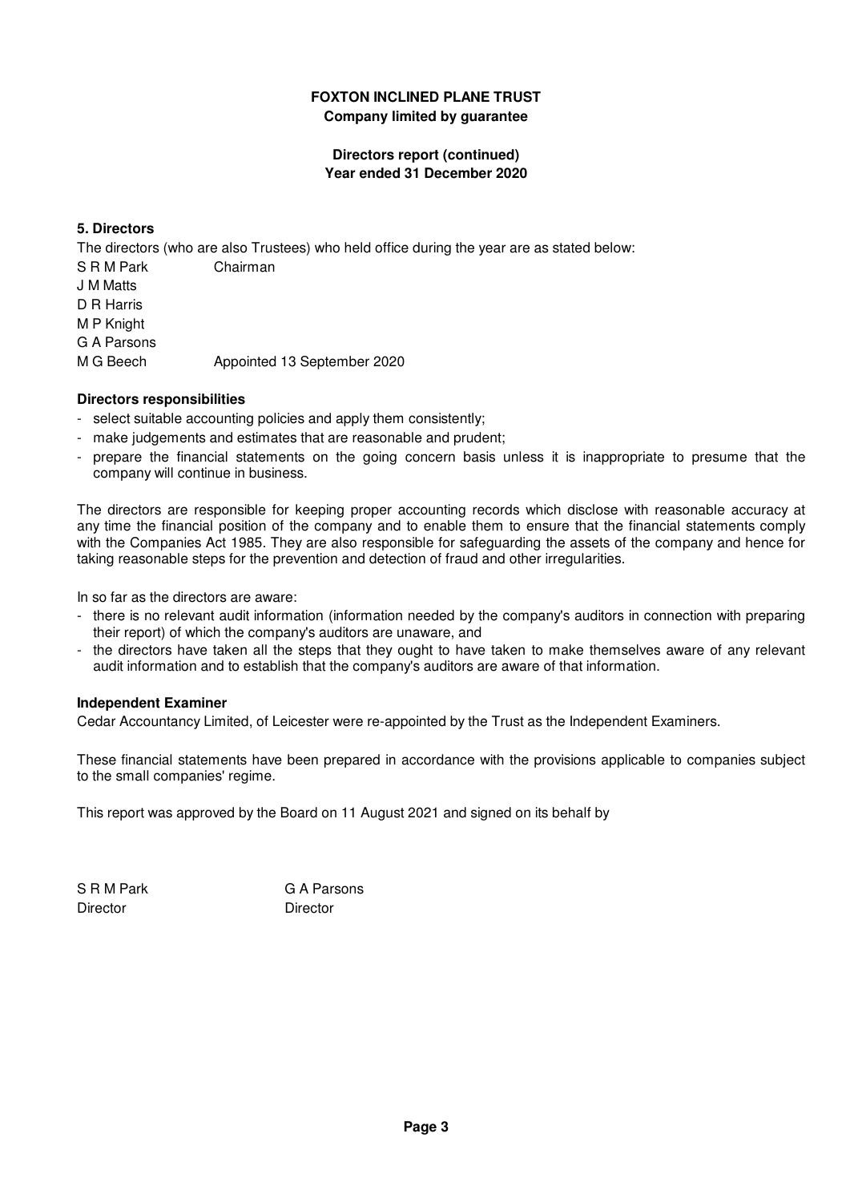**FOXTON INCLINED PLANE TRUST**
**Company limited by guarantee**

**Directors report (continued)**
**Year ended 31 December 2020**

**5. Directors**

The directors (who are also Trustees) who held office during the year are as stated below:

S R M Park Chairman
J M Matts
D R Harris
M P Knight
G A Parsons
M G Beech Appointed 13 September 2020

**Directors responsibilities**

- select suitable accounting policies and apply them consistently;
- make judgements and estimates that are reasonable and prudent;
- prepare the financial statements on the going concern basis unless it is inappropriate to presume that the company will continue in business.

The directors are responsible for keeping proper accounting records which disclose with reasonable accuracy at any time the financial position of the company and to enable them to ensure that the financial statements comply with the Companies Act 1985. They are also responsible for safeguarding the assets of the company and hence for taking reasonable steps for the prevention and detection of fraud and other irregularities.

In so far as the directors are aware:

- there is no relevant audit information (information needed by the company's auditors in connection with preparing their report) of which the company's auditors are unaware, and
- the directors have taken all the steps that they ought to have taken to make themselves aware of any relevant audit information and to establish that the company's auditors are aware of that information.

**Independent Examiner**

Cedar Accountancy Limited, of Leicester were re-appointed by the Trust as the Independent Examiners.

These financial statements have been prepared in accordance with the provisions applicable to companies subject to the small companies' regime.

This report was approved by the Board on 11 August 2021 and signed on its behalf by

S R M Park
Director

G A Parsons
Director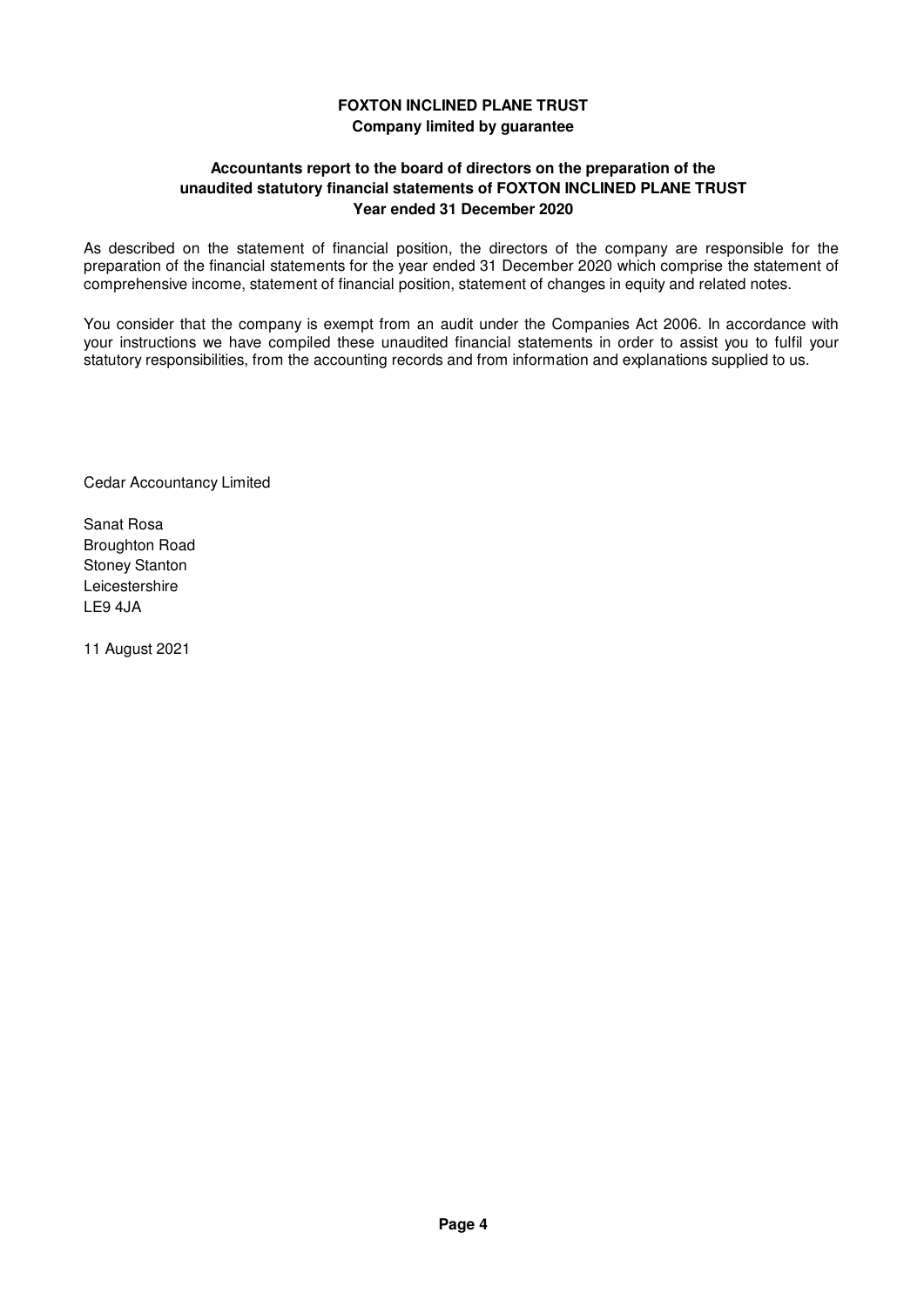**FOXTON INCLINED PLANE TRUST**
**Company limited by guarantee**

**Accountants report to the board of directors on the preparation of the unaudited statutory financial statements of FOXTON INCLINED PLANE TRUST**
**Year ended 31 December 2020**

As described on the statement of financial position, the directors of the company are responsible for the preparation of the financial statements for the year ended 31 December 2020 which comprise the statement of comprehensive income, statement of financial position, statement of changes in equity and related notes.

You consider that the company is exempt from an audit under the Companies Act 2006. In accordance with your instructions we have compiled these unaudited financial statements in order to assist you to fulfil your statutory responsibilities, from the accounting records and from information and explanations supplied to us.

Cedar Accountancy Limited

Sanat Rosa
Broughton Road
Stoney Stanton
Leicestershire
LE9 4JA

11 August 2021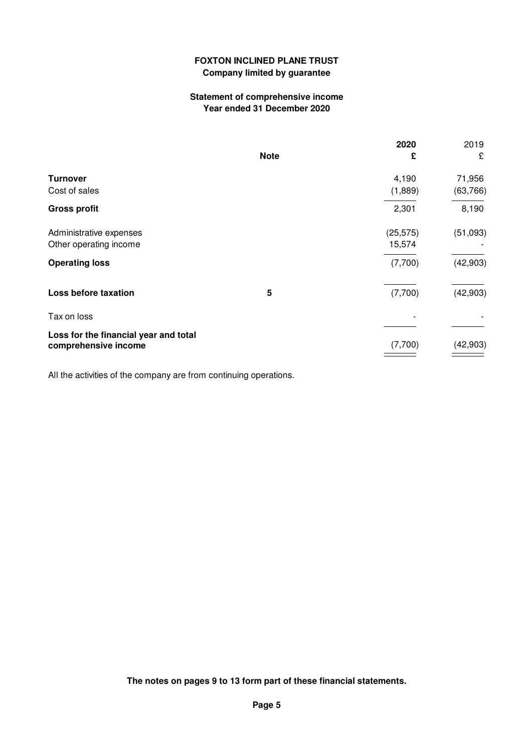**FOXTON INCLINED PLANE TRUST**
**Company limited by guarantee**

## Statement of comprehensive income
### Year ended 31 December 2020

| | Note | 2020 £ | 2019 £ |
|---|---|---|---|
| **Turnover** | | 4,190 | 71,956 |
| Cost of sales | | (1,889) | (63,766) |
| **Gross profit** | | 2,301 | 8,190 |
| Administrative expenses | | (25,575) | (51,093) |
| Other operating income | | 15,574 | - |
| **Operating loss** | | (7,700) | (42,903) |
| **Loss before taxation** | 5 | (7,700) | (42,903) |
| Tax on loss | | - | - |
| **Loss for the financial year and total comprehensive income** | | (7,700) | (42,903) |

All the activities of the company are from continuing operations.

**The notes on pages 9 to 13 form part of these financial statements.**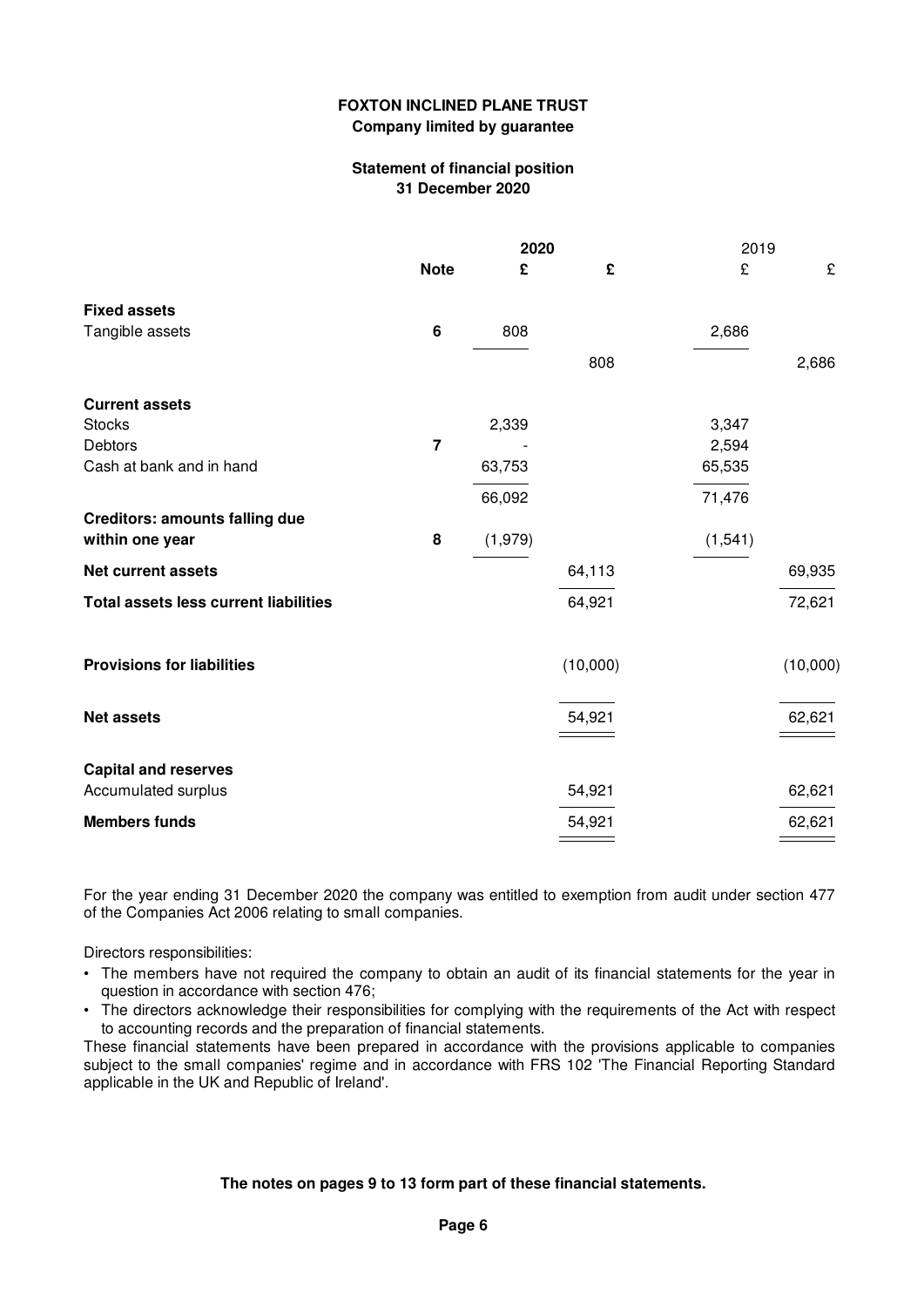**FOXTON INCLINED PLANE TRUST**
**Company limited by guarantee**

## Statement of financial position
### 31 December 2020

| | Note | 2020 £ | 2020 £ | 2019 £ | 2019 £ |
|---|---|---|---|---|---|
| **Fixed assets** | | | | | |
| Tangible assets | 6 | 808 | | 2,686 | |
| | | | 808 | | 2,686 |
| **Current assets** | | | | | |
| Stocks | | 2,339 | | 3,347 | |
| Debtors | 7 | - | | 2,594 | |
| Cash at bank and in hand | | 63,753 | | 65,535 | |
| | | 66,092 | | 71,476 | |
| **Creditors: amounts falling due within one year** | 8 | (1,979) | | (1,541) | |
| **Net current assets** | | | 64,113 | | 69,935 |
| **Total assets less current liabilities** | | | 64,921 | | 72,621 |
| **Provisions for liabilities** | | | (10,000) | | (10,000) |
| **Net assets** | | | 54,921 | | 62,621 |
| **Capital and reserves** | | | | | |
| Accumulated surplus | | | 54,921 | | 62,621 |
| **Members funds** | | | 54,921 | | 62,621 |

For the year ending 31 December 2020 the company was entitled to exemption from audit under section 477 of the Companies Act 2006 relating to small companies.

Directors responsibilities:

- The members have not required the company to obtain an audit of its financial statements for the year in question in accordance with section 476;
- The directors acknowledge their responsibilities for complying with the requirements of the Act with respect to accounting records and the preparation of financial statements.

These financial statements have been prepared in accordance with the provisions applicable to companies subject to the small companies' regime and in accordance with FRS 102 'The Financial Reporting Standard applicable in the UK and Republic of Ireland'.

**The notes on pages 9 to 13 form part of these financial statements.**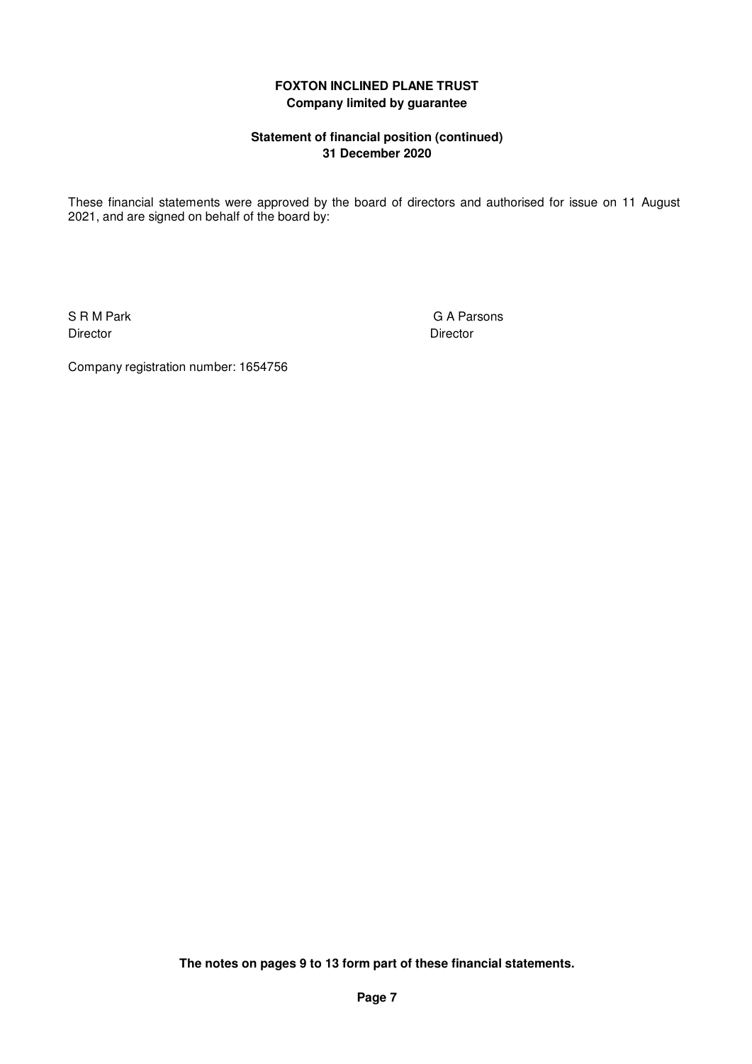**FOXTON INCLINED PLANE TRUST**
**Company limited by guarantee**

**Statement of financial position (continued)**
**31 December 2020**

These financial statements were approved by the board of directors and authorised for issue on 11 August 2021, and are signed on behalf of the board by:

| S R M Park | G A Parsons |
|---|---|
| Director | Director |

Company registration number: 1654756

**The notes on pages 9 to 13 form part of these financial statements.**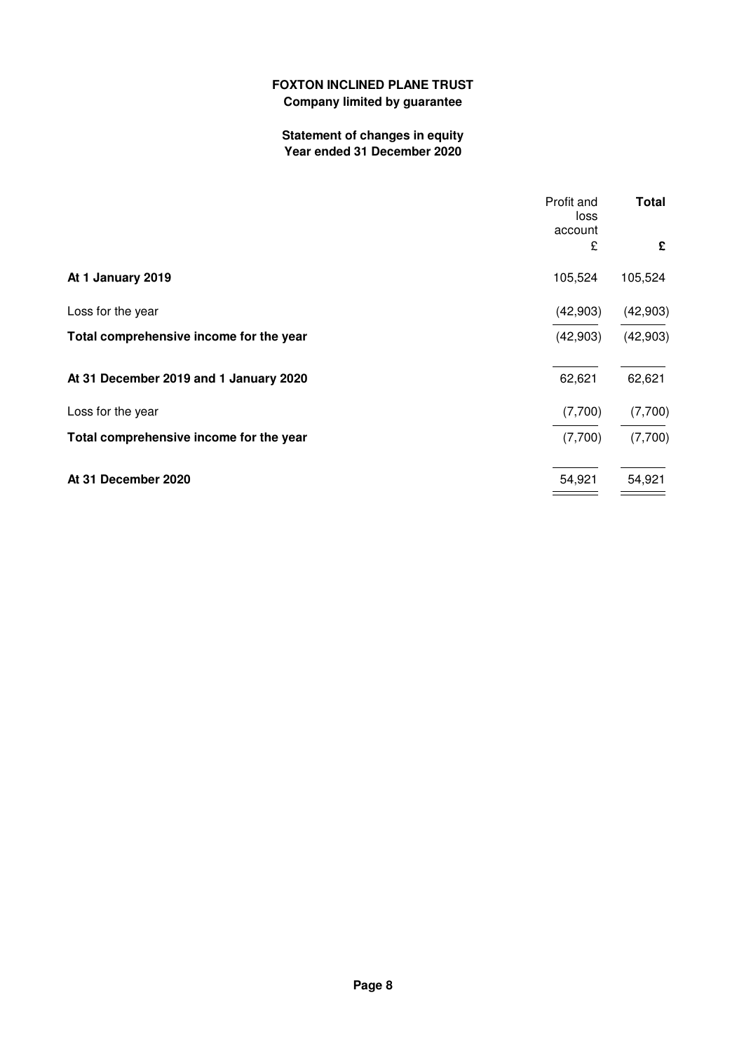# FOXTON INCLINED PLANE TRUST

**Company limited by guarantee**

## Statement of changes in equity
**Year ended 31 December 2020**

| | Profit and loss account | **Total** |
|---|---|---|
| | £ | **£** |
| **At 1 January 2019** | 105,524 | 105,524 |
| Loss for the year | (42,903) | (42,903) |
| **Total comprehensive income for the year** | (42,903) | (42,903) |
| **At 31 December 2019 and 1 January 2020** | 62,621 | 62,621 |
| Loss for the year | (7,700) | (7,700) |
| **Total comprehensive income for the year** | (7,700) | (7,700) |
| **At 31 December 2020** | 54,921 | 54,921 |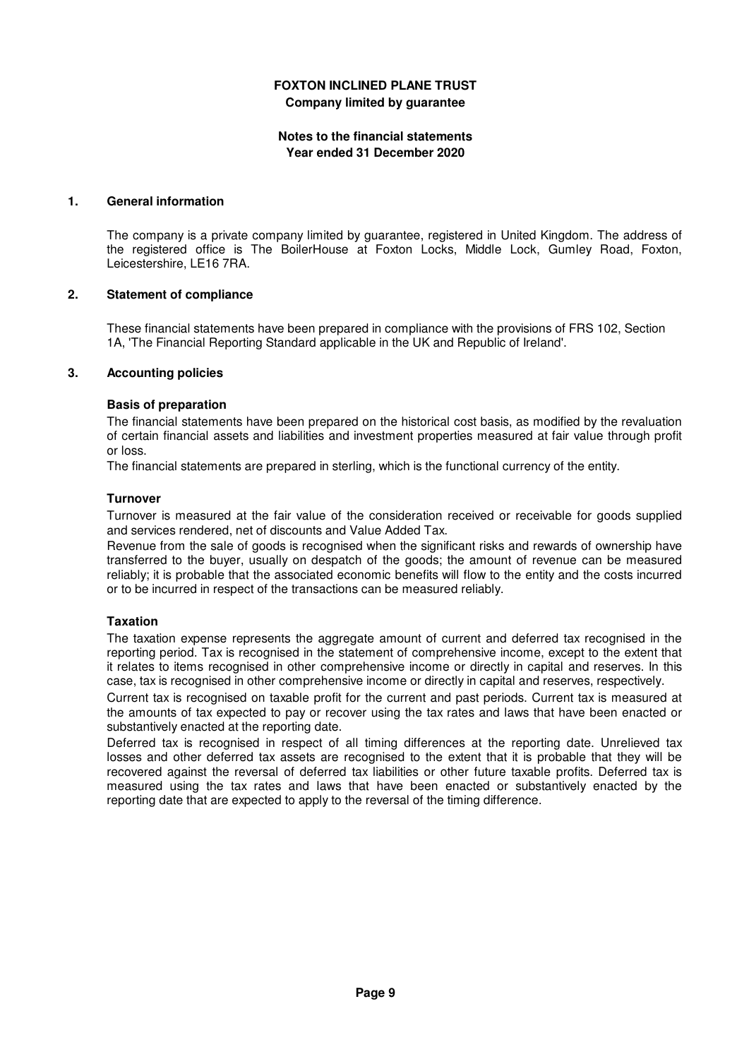# FOXTON INCLINED PLANE TRUST

**Company limited by guarantee**

**Notes to the financial statements**
**Year ended 31 December 2020**

## 1. General information

The company is a private company limited by guarantee, registered in United Kingdom. The address of the registered office is The BoilerHouse at Foxton Locks, Middle Lock, Gumley Road, Foxton, Leicestershire, LE16 7RA.

## 2. Statement of compliance

These financial statements have been prepared in compliance with the provisions of FRS 102, Section 1A, 'The Financial Reporting Standard applicable in the UK and Republic of Ireland'.

## 3. Accounting policies

### Basis of preparation

The financial statements have been prepared on the historical cost basis, as modified by the revaluation of certain financial assets and liabilities and investment properties measured at fair value through profit or loss.

The financial statements are prepared in sterling, which is the functional currency of the entity.

### Turnover

Turnover is measured at the fair value of the consideration received or receivable for goods supplied and services rendered, net of discounts and Value Added Tax.

Revenue from the sale of goods is recognised when the significant risks and rewards of ownership have transferred to the buyer, usually on despatch of the goods; the amount of revenue can be measured reliably; it is probable that the associated economic benefits will flow to the entity and the costs incurred or to be incurred in respect of the transactions can be measured reliably.

### Taxation

The taxation expense represents the aggregate amount of current and deferred tax recognised in the reporting period. Tax is recognised in the statement of comprehensive income, except to the extent that it relates to items recognised in other comprehensive income or directly in capital and reserves. In this case, tax is recognised in other comprehensive income or directly in capital and reserves, respectively.

Current tax is recognised on taxable profit for the current and past periods. Current tax is measured at the amounts of tax expected to pay or recover using the tax rates and laws that have been enacted or substantively enacted at the reporting date.

Deferred tax is recognised in respect of all timing differences at the reporting date. Unrelieved tax losses and other deferred tax assets are recognised to the extent that it is probable that they will be recovered against the reversal of deferred tax liabilities or other future taxable profits. Deferred tax is measured using the tax rates and laws that have been enacted or substantively enacted by the reporting date that are expected to apply to the reversal of the timing difference.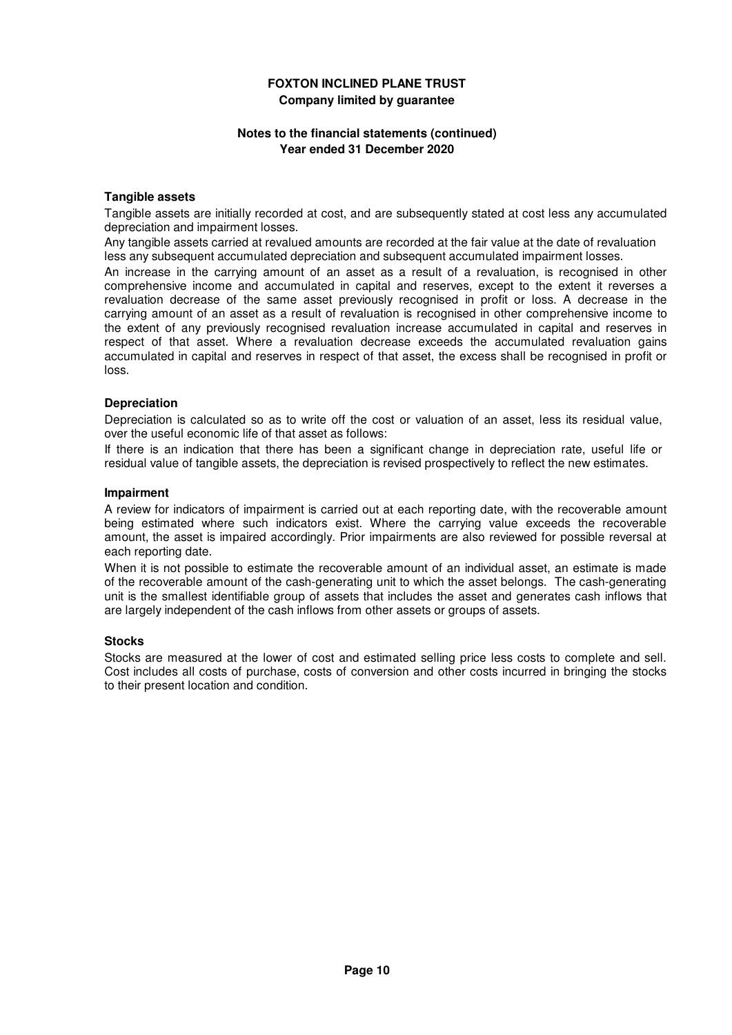**FOXTON INCLINED PLANE TRUST**
**Company limited by guarantee**

**Notes to the financial statements (continued)**
**Year ended 31 December 2020**

### Tangible assets

Tangible assets are initially recorded at cost, and are subsequently stated at cost less any accumulated depreciation and impairment losses.

Any tangible assets carried at revalued amounts are recorded at the fair value at the date of revaluation less any subsequent accumulated depreciation and subsequent accumulated impairment losses.

An increase in the carrying amount of an asset as a result of a revaluation, is recognised in other comprehensive income and accumulated in capital and reserves, except to the extent it reverses a revaluation decrease of the same asset previously recognised in profit or loss. A decrease in the carrying amount of an asset as a result of revaluation is recognised in other comprehensive income to the extent of any previously recognised revaluation increase accumulated in capital and reserves in respect of that asset. Where a revaluation decrease exceeds the accumulated revaluation gains accumulated in capital and reserves in respect of that asset, the excess shall be recognised in profit or loss.

### Depreciation

Depreciation is calculated so as to write off the cost or valuation of an asset, less its residual value, over the useful economic life of that asset as follows:

If there is an indication that there has been a significant change in depreciation rate, useful life or residual value of tangible assets, the depreciation is revised prospectively to reflect the new estimates.

### Impairment

A review for indicators of impairment is carried out at each reporting date, with the recoverable amount being estimated where such indicators exist. Where the carrying value exceeds the recoverable amount, the asset is impaired accordingly. Prior impairments are also reviewed for possible reversal at each reporting date.

When it is not possible to estimate the recoverable amount of an individual asset, an estimate is made of the recoverable amount of the cash-generating unit to which the asset belongs. The cash-generating unit is the smallest identifiable group of assets that includes the asset and generates cash inflows that are largely independent of the cash inflows from other assets or groups of assets.

### Stocks

Stocks are measured at the lower of cost and estimated selling price less costs to complete and sell. Cost includes all costs of purchase, costs of conversion and other costs incurred in bringing the stocks to their present location and condition.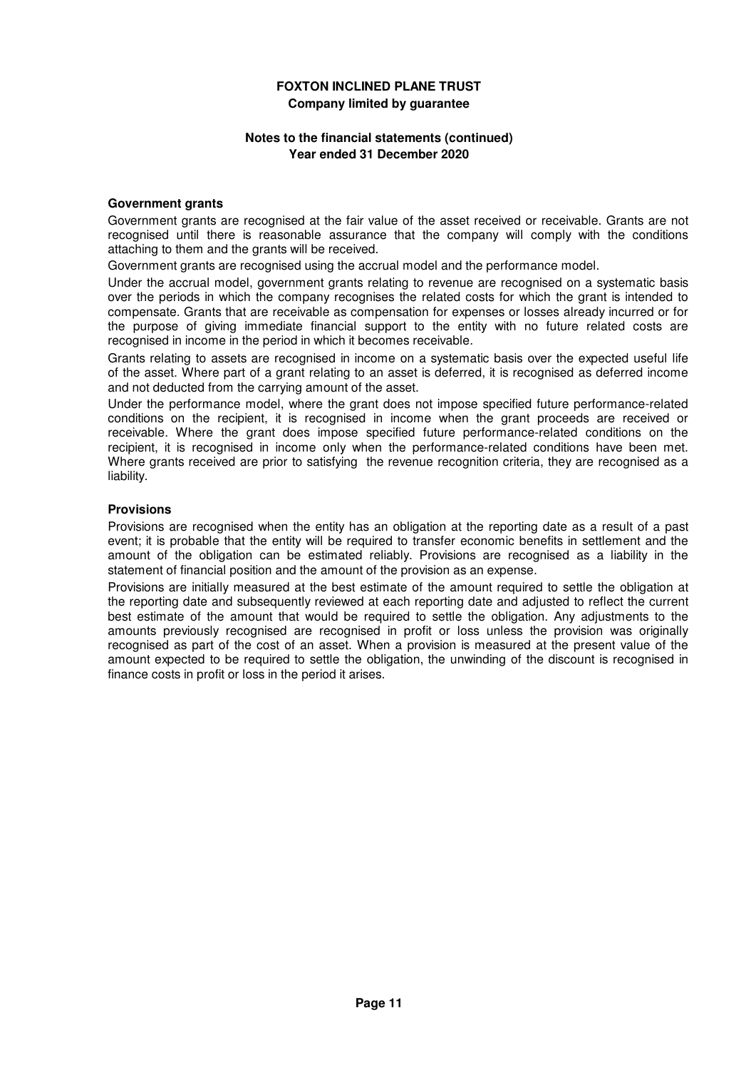## Government grants

Government grants are recognised at the fair value of the asset received or receivable. Grants are not recognised until there is reasonable assurance that the company will comply with the conditions attaching to them and the grants will be received.

Government grants are recognised using the accrual model and the performance model.

Under the accrual model, government grants relating to revenue are recognised on a systematic basis over the periods in which the company recognises the related costs for which the grant is intended to compensate. Grants that are receivable as compensation for expenses or losses already incurred or for the purpose of giving immediate financial support to the entity with no future related costs are recognised in income in the period in which it becomes receivable.

Grants relating to assets are recognised in income on a systematic basis over the expected useful life of the asset. Where part of a grant relating to an asset is deferred, it is recognised as deferred income and not deducted from the carrying amount of the asset.

Under the performance model, where the grant does not impose specified future performance-related conditions on the recipient, it is recognised in income when the grant proceeds are received or receivable. Where the grant does impose specified future performance-related conditions on the recipient, it is recognised in income only when the performance-related conditions have been met. Where grants received are prior to satisfying the revenue recognition criteria, they are recognised as a liability.

## Provisions

Provisions are recognised when the entity has an obligation at the reporting date as a result of a past event; it is probable that the entity will be required to transfer economic benefits in settlement and the amount of the obligation can be estimated reliably. Provisions are recognised as a liability in the statement of financial position and the amount of the provision as an expense.

Provisions are initially measured at the best estimate of the amount required to settle the obligation at the reporting date and subsequently reviewed at each reporting date and adjusted to reflect the current best estimate of the amount that would be required to settle the obligation. Any adjustments to the amounts previously recognised are recognised in profit or loss unless the provision was originally recognised as part of the cost of an asset. When a provision is measured at the present value of the amount expected to be required to settle the obligation, the unwinding of the discount is recognised in finance costs in profit or loss in the period it arises.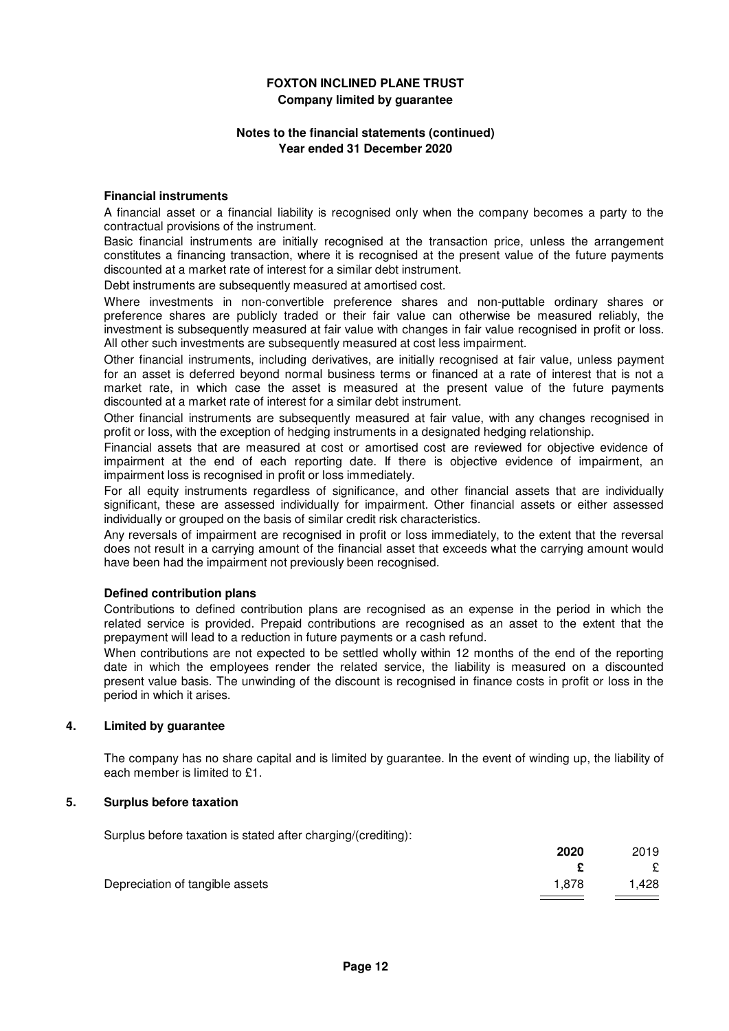**Financial instruments**

A financial asset or a financial liability is recognised only when the company becomes a party to the contractual provisions of the instrument.

Basic financial instruments are initially recognised at the transaction price, unless the arrangement constitutes a financing transaction, where it is recognised at the present value of the future payments discounted at a market rate of interest for a similar debt instrument.

Debt instruments are subsequently measured at amortised cost.

Where investments in non-convertible preference shares and non-puttable ordinary shares or preference shares are publicly traded or their fair value can otherwise be measured reliably, the investment is subsequently measured at fair value with changes in fair value recognised in profit or loss. All other such investments are subsequently measured at cost less impairment.

Other financial instruments, including derivatives, are initially recognised at fair value, unless payment for an asset is deferred beyond normal business terms or financed at a rate of interest that is not a market rate, in which case the asset is measured at the present value of the future payments discounted at a market rate of interest for a similar debt instrument.

Other financial instruments are subsequently measured at fair value, with any changes recognised in profit or loss, with the exception of hedging instruments in a designated hedging relationship.

Financial assets that are measured at cost or amortised cost are reviewed for objective evidence of impairment at the end of each reporting date. If there is objective evidence of impairment, an impairment loss is recognised in profit or loss immediately.

For all equity instruments regardless of significance, and other financial assets that are individually significant, these are assessed individually for impairment. Other financial assets or either assessed individually or grouped on the basis of similar credit risk characteristics.

Any reversals of impairment are recognised in profit or loss immediately, to the extent that the reversal does not result in a carrying amount of the financial asset that exceeds what the carrying amount would have been had the impairment not previously been recognised.

**Defined contribution plans**

Contributions to defined contribution plans are recognised as an expense in the period in which the related service is provided. Prepaid contributions are recognised as an asset to the extent that the prepayment will lead to a reduction in future payments or a cash refund.

When contributions are not expected to be settled wholly within 12 months of the end of the reporting date in which the employees render the related service, the liability is measured on a discounted present value basis. The unwinding of the discount is recognised in finance costs in profit or loss in the period in which it arises.

## 4. Limited by guarantee

The company has no share capital and is limited by guarantee. In the event of winding up, the liability of each member is limited to £1.

## 5. Surplus before taxation

Surplus before taxation is stated after charging/(crediting):

| | **2020** | 2019 |
|---|---|---|
| | **£** | £ |
| Depreciation of tangible assets | 1,878 | 1,428 |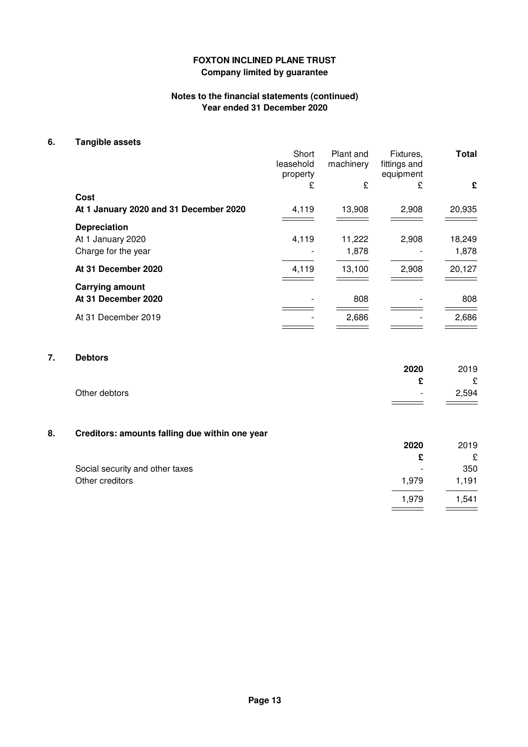**FOXTON INCLINED PLANE TRUST**
**Company limited by guarantee**

**Notes to the financial statements (continued)**
**Year ended 31 December 2020**

## 6. Tangible assets

| | Short leasehold property | Plant and machinery | Fixtures, fittings and equipment | **Total** |
|---|---|---|---|---|
| | £ | £ | £ | **£** |
| **Cost** | | | | |
| **At 1 January 2020 and 31 December 2020** | 4,119 | 13,908 | 2,908 | 20,935 |
| **Depreciation** | | | | |
| At 1 January 2020 | 4,119 | 11,222 | 2,908 | 18,249 |
| Charge for the year | - | 1,878 | - | 1,878 |
| **At 31 December 2020** | 4,119 | 13,100 | 2,908 | 20,127 |
| **Carrying amount** | | | | |
| **At 31 December 2020** | - | 808 | - | 808 |
| At 31 December 2019 | - | 2,686 | - | 2,686 |

## 7. Debtors

| | **2020** | 2019 |
|---|---|---|
| | **£** | £ |
| Other debtors | - | 2,594 |

## 8. Creditors: amounts falling due within one year

| | **2020** | 2019 |
|---|---|---|
| | **£** | £ |
| Social security and other taxes | - | 350 |
| Other creditors | 1,979 | 1,191 |
| | 1,979 | 1,541 |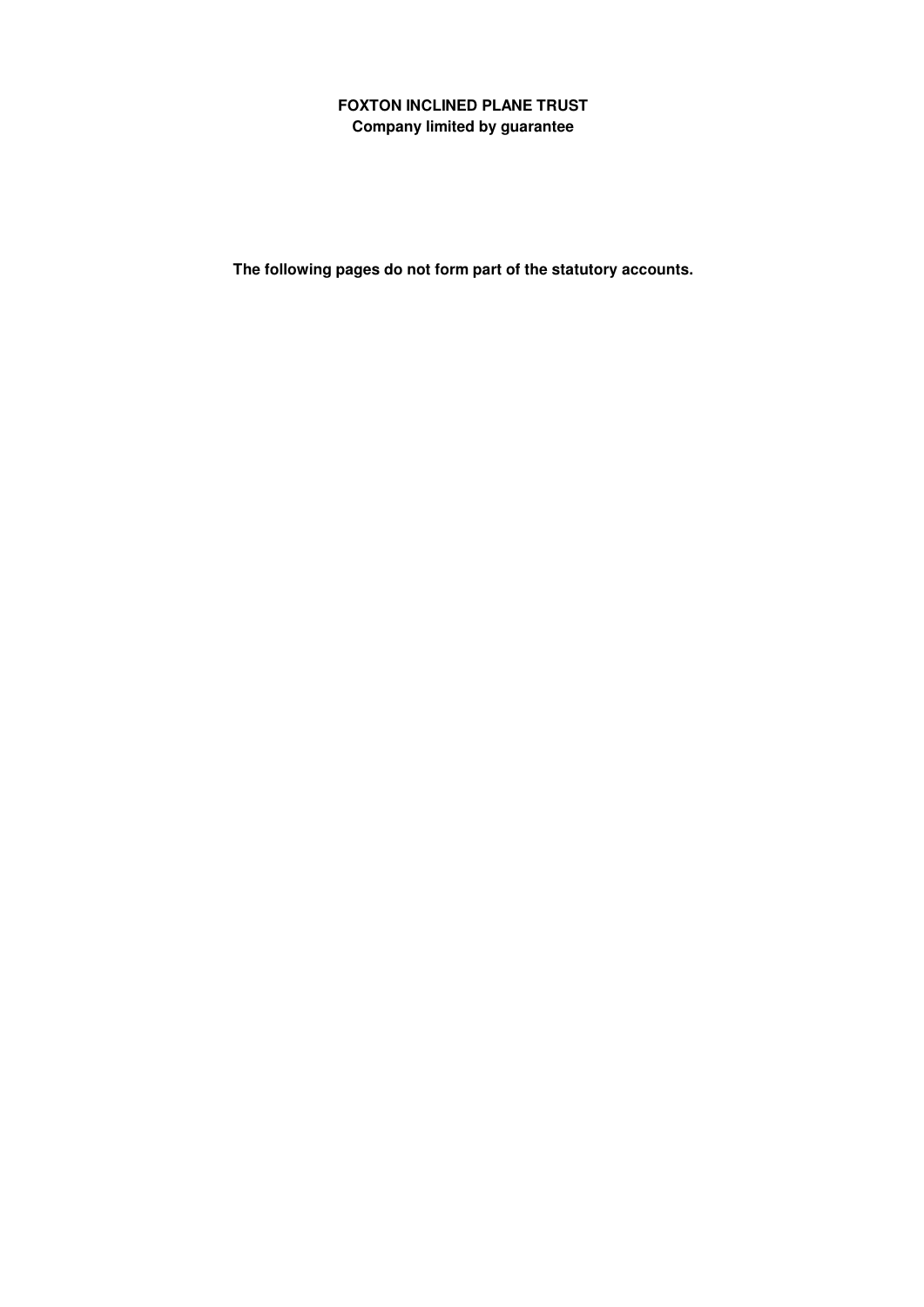**FOXTON INCLINED PLANE TRUST**
**Company limited by guarantee**

**The following pages do not form part of the statutory accounts.**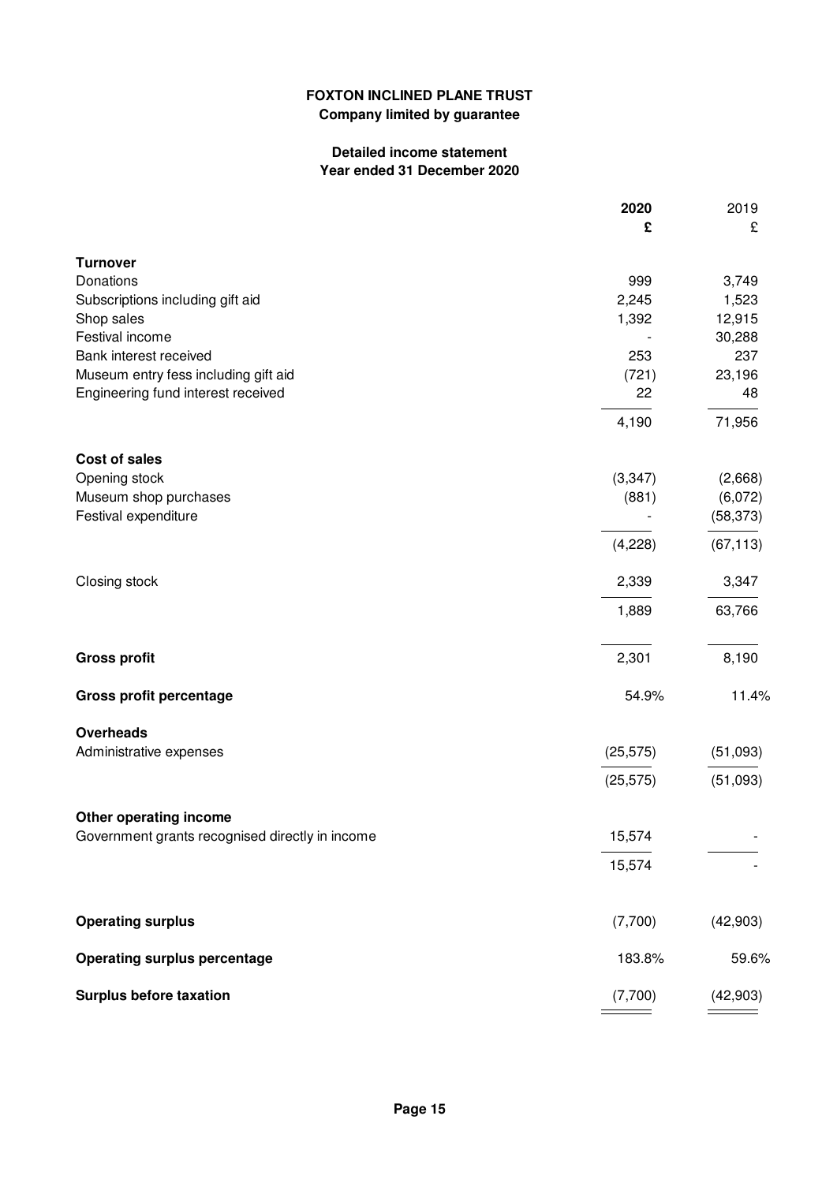**FOXTON INCLINED PLANE TRUST**
**Company limited by guarantee**

**Detailed income statement**
**Year ended 31 December 2020**

| | **2020** | 2019 |
|---|---|---|
| | **£** | £ |
| **Turnover** | | |
| Donations | 999 | 3,749 |
| Subscriptions including gift aid | 2,245 | 1,523 |
| Shop sales | 1,392 | 12,915 |
| Festival income | - | 30,288 |
| Bank interest received | 253 | 237 |
| Museum entry fess including gift aid | (721) | 23,196 |
| Engineering fund interest received | 22 | 48 |
| | 4,190 | 71,956 |
| **Cost of sales** | | |
| Opening stock | (3,347) | (2,668) |
| Museum shop purchases | (881) | (6,072) |
| Festival expenditure | - | (58,373) |
| | (4,228) | (67,113) |
| Closing stock | 2,339 | 3,347 |
| | 1,889 | 63,766 |
| **Gross profit** | 2,301 | 8,190 |
| **Gross profit percentage** | 54.9% | 11.4% |
| **Overheads** | | |
| Administrative expenses | (25,575) | (51,093) |
| | (25,575) | (51,093) |
| **Other operating income** | | |
| Government grants recognised directly in income | 15,574 | - |
| | 15,574 | - |
| **Operating surplus** | (7,700) | (42,903) |
| **Operating surplus percentage** | 183.8% | 59.6% |
| **Surplus before taxation** | (7,700) | (42,903) |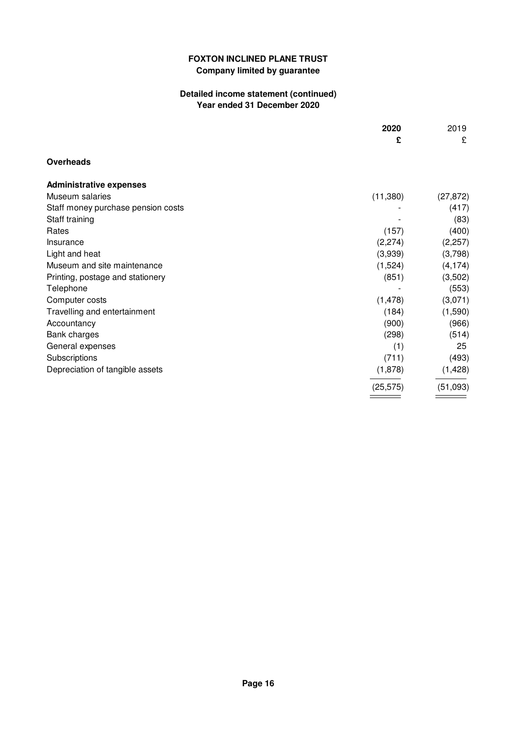# FOXTON INCLINED PLANE TRUST

**Company limited by guarantee**

## Detailed income statement (continued)

**Year ended 31 December 2020**

| | 2020 | 2019 |
|---|---|---|
| | £ | £ |
| **Overheads** | | |
| **Administrative expenses** | | |
| Museum salaries | (11,380) | (27,872) |
| Staff money purchase pension costs | - | (417) |
| Staff training | - | (83) |
| Rates | (157) | (400) |
| Insurance | (2,274) | (2,257) |
| Light and heat | (3,939) | (3,798) |
| Museum and site maintenance | (1,524) | (4,174) |
| Printing, postage and stationery | (851) | (3,502) |
| Telephone | - | (553) |
| Computer costs | (1,478) | (3,071) |
| Travelling and entertainment | (184) | (1,590) |
| Accountancy | (900) | (966) |
| Bank charges | (298) | (514) |
| General expenses | (1) | 25 |
| Subscriptions | (711) | (493) |
| Depreciation of tangible assets | (1,878) | (1,428) |
| | (25,575) | (51,093) |